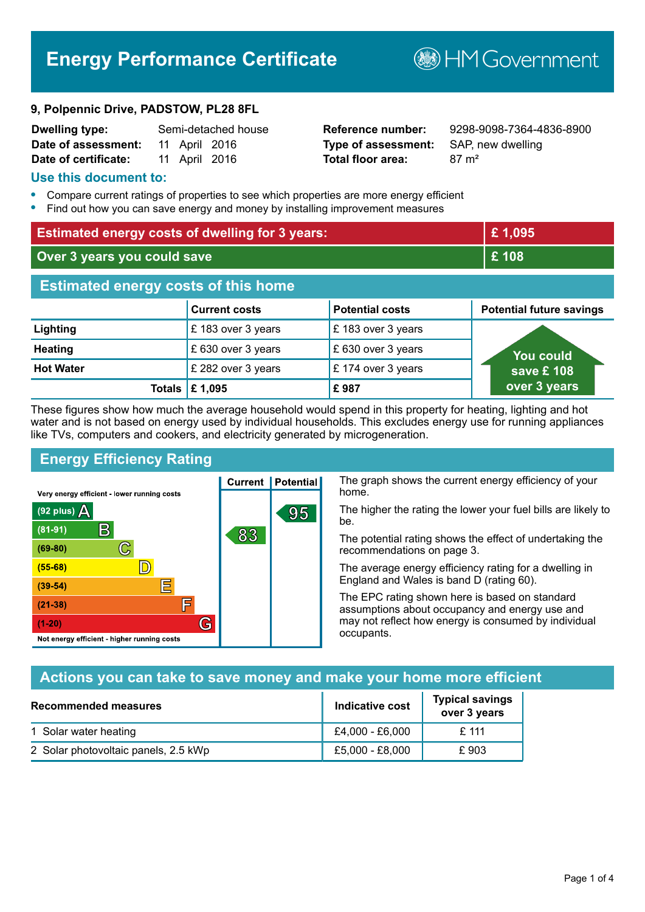# Energy Performance Certificate

HM Government

**9, Polpennic Drive, PADSTOW, PL28 8FL**

| | | | |
|---|---|---|---|
| **Dwelling type:** | Semi-detached house | **Reference number:** | 9298-9098-7364-4836-8900 |
| **Date of assessment:** | 11 April 2016 | **Type of assessment:** | SAP, new dwelling |
| **Date of certificate:** | 11 April 2016 | **Total floor area:** | 87 m² |

## Use this document to:

- Compare current ratings of properties to see which properties are more energy efficient
- Find out how you can save energy and money by installing improvement measures

| | |
|---|---|
| **Estimated energy costs of dwelling for 3 years:** | **£ 1,095** |
| **Over 3 years you could save** | **£ 108** |

## Estimated energy costs of this home

| | Current costs | Potential costs | Potential future savings |
|---|---|---|---|
| **Lighting** | £ 183 over 3 years | £ 183 over 3 years | You could save £ 108 over 3 years |
| **Heating** | £ 630 over 3 years | £ 630 over 3 years | |
| **Hot Water** | £ 282 over 3 years | £ 174 over 3 years | |
| **Totals** | **£ 1,095** | **£ 987** | |

These figures show how much the average household would spend in this property for heating, lighting and hot water and is not based on energy used by individual households. This excludes energy use for running appliances like TVs, computers and cookers, and electricity generated by microgeneration.

## Energy Efficiency Rating

| Rating band | Current | Potential |
|---|---|---|
| Very energy efficient - lower running costs | | |
| (92 plus) A | | 95 |
| (81-91) B | 83 | |
| (69-80) C | | |
| (55-68) D | | |
| (39-54) E | | |
| (21-38) F | | |
| (1-20) G | | |
| Not energy efficient - higher running costs | | |

The graph shows the current energy efficiency of your home.

The higher the rating the lower your fuel bills are likely to be.

The potential rating shows the effect of undertaking the recommendations on page 3.

The average energy efficiency rating for a dwelling in England and Wales is band D (rating 60).

The EPC rating shown here is based on standard assumptions about occupancy and energy use and may not reflect how energy is consumed by individual occupants.

## Actions you can take to save money and make your home more efficient

| Recommended measures | Indicative cost | Typical savings over 3 years |
|---|---|---|
| 1 Solar water heating | £4,000 - £6,000 | £ 111 |
| 2 Solar photovoltaic panels, 2.5 kWp | £5,000 - £8,000 | £ 903 |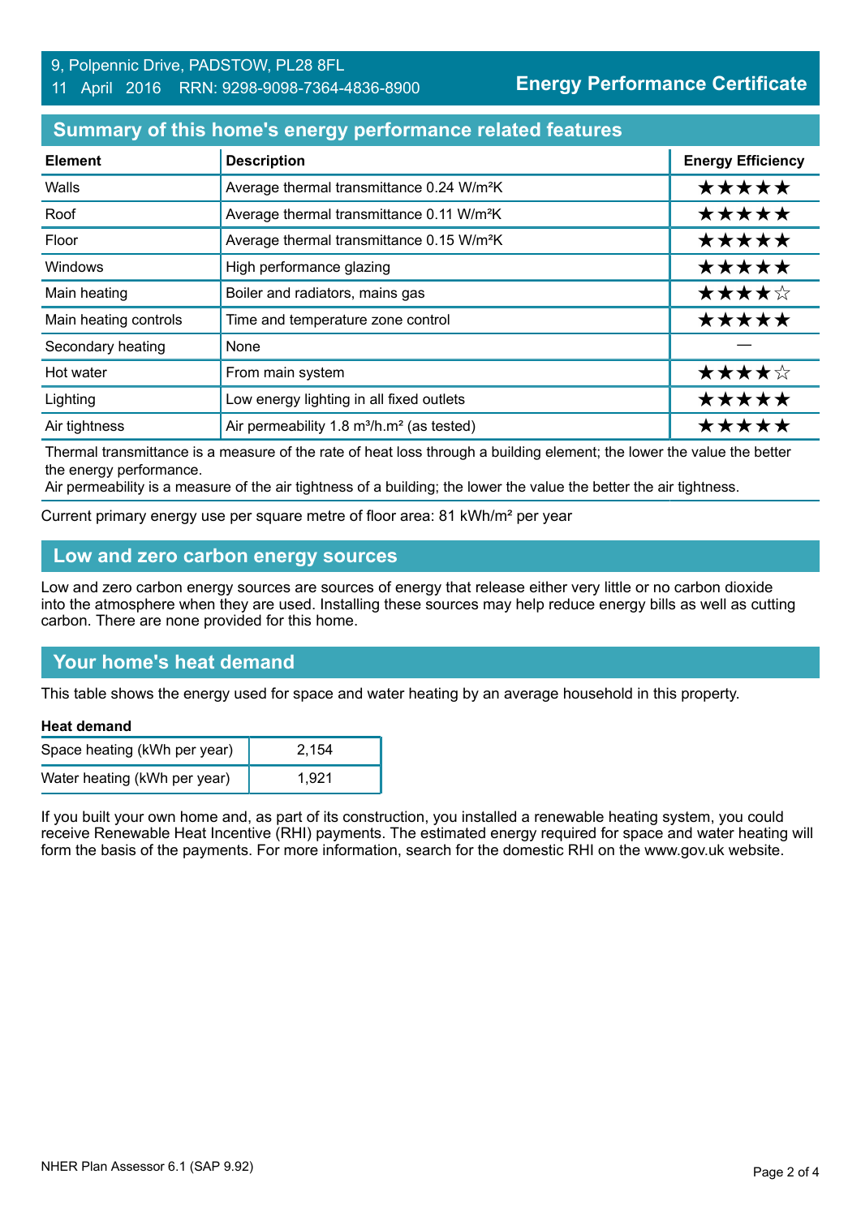9, Polpennic Drive, PADSTOW, PL28 8FL
11 April 2016 RRN: 9298-9098-7364-4836-8900

**Energy Performance Certificate**

## Summary of this home's energy performance related features

| Element | Description | Energy Efficiency |
|---|---|---|
| Walls | Average thermal transmittance 0.24 W/m²K | ★★★★★ |
| Roof | Average thermal transmittance 0.11 W/m²K | ★★★★★ |
| Floor | Average thermal transmittance 0.15 W/m²K | ★★★★★ |
| Windows | High performance glazing | ★★★★★ |
| Main heating | Boiler and radiators, mains gas | ★★★★☆ |
| Main heating controls | Time and temperature zone control | ★★★★★ |
| Secondary heating | None | — |
| Hot water | From main system | ★★★★☆ |
| Lighting | Low energy lighting in all fixed outlets | ★★★★★ |
| Air tightness | Air permeability 1.8 m³/h.m² (as tested) | ★★★★★ |

Thermal transmittance is a measure of the rate of heat loss through a building element; the lower the value the better the energy performance.
Air permeability is a measure of the air tightness of a building; the lower the value the better the air tightness.

Current primary energy use per square metre of floor area: 81 kWh/m² per year

## Low and zero carbon energy sources

Low and zero carbon energy sources are sources of energy that release either very little or no carbon dioxide into the atmosphere when they are used. Installing these sources may help reduce energy bills as well as cutting carbon. There are none provided for this home.

## Your home's heat demand

This table shows the energy used for space and water heating by an average household in this property.

**Heat demand**

| | |
|---|---|
| Space heating (kWh per year) | 2,154 |
| Water heating (kWh per year) | 1,921 |

If you built your own home and, as part of its construction, you installed a renewable heating system, you could receive Renewable Heat Incentive (RHI) payments. The estimated energy required for space and water heating will form the basis of the payments. For more information, search for the domestic RHI on the www.gov.uk website.

NHER Plan Assessor 6.1 (SAP 9.92)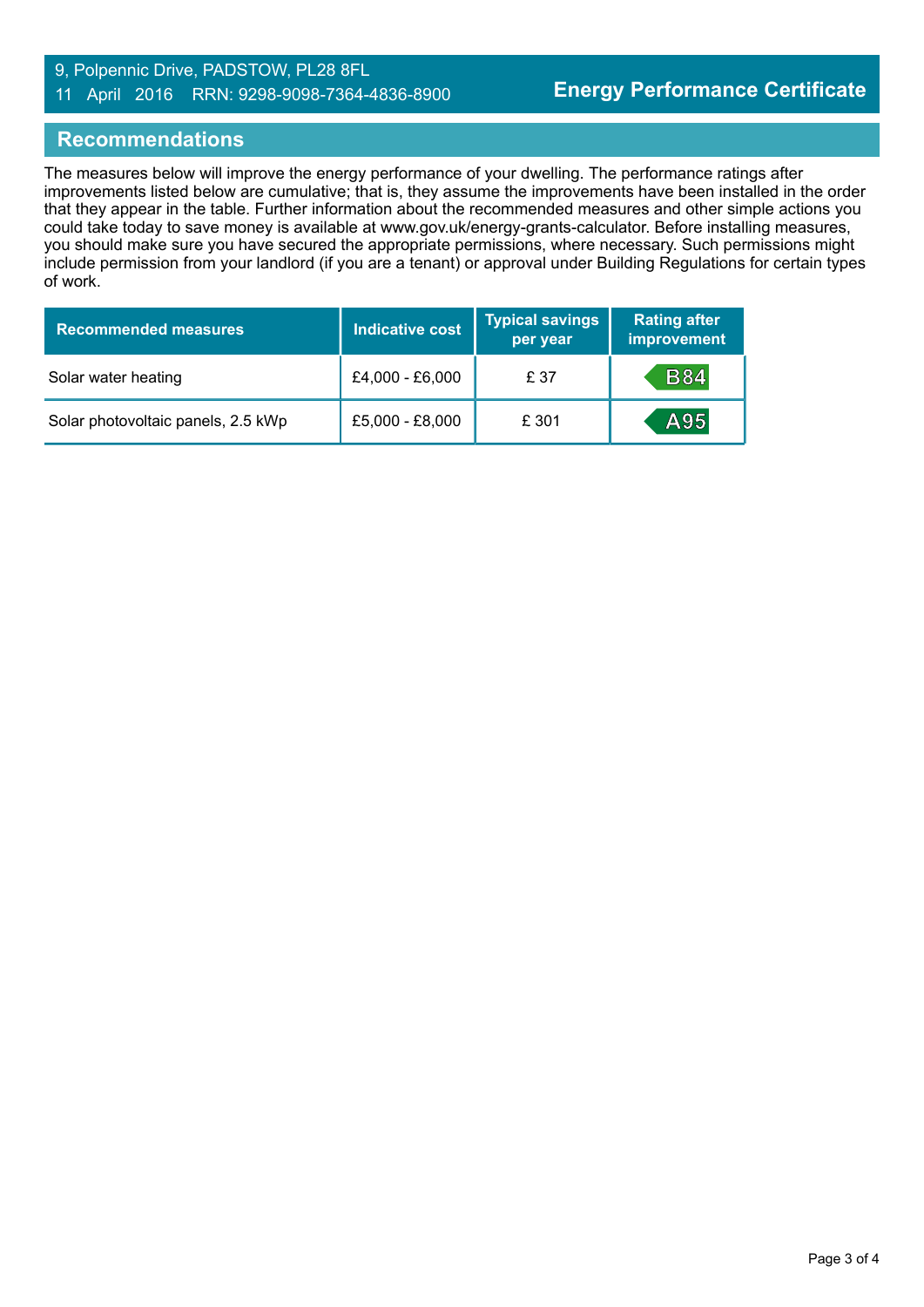## Recommendations

The measures below will improve the energy performance of your dwelling. The performance ratings after improvements listed below are cumulative; that is, they assume the improvements have been installed in the order that they appear in the table. Further information about the recommended measures and other simple actions you could take today to save money is available at www.gov.uk/energy-grants-calculator. Before installing measures, you should make sure you have secured the appropriate permissions, where necessary. Such permissions might include permission from your landlord (if you are a tenant) or approval under Building Regulations for certain types of work.

| Recommended measures | Indicative cost | Typical savings per year | Rating after improvement |
| --- | --- | --- | --- |
| Solar water heating | £4,000 - £6,000 | £ 37 | B84 |
| Solar photovoltaic panels, 2.5 kWp | £5,000 - £8,000 | £ 301 | A95 |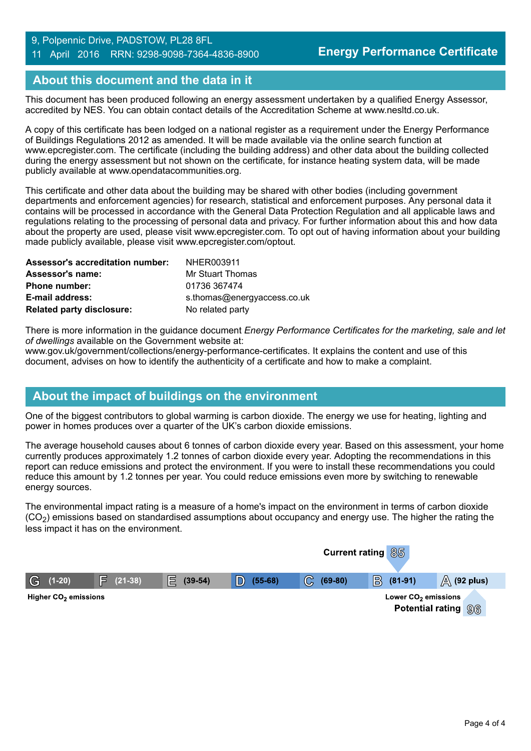9, Polpennic Drive, PADSTOW, PL28 8FL
11 April 2016 RRN: 9298-9098-7364-4836-8900

**Energy Performance Certificate**

## About this document and the data in it

This document has been produced following an energy assessment undertaken by a qualified Energy Assessor, accredited by NES. You can obtain contact details of the Accreditation Scheme at www.nesltd.co.uk.

A copy of this certificate has been lodged on a national register as a requirement under the Energy Performance of Buildings Regulations 2012 as amended. It will be made available via the online search function at www.epcregister.com. The certificate (including the building address) and other data about the building collected during the energy assessment but not shown on the certificate, for instance heating system data, will be made publicly available at www.opendatacommunities.org.

This certificate and other data about the building may be shared with other bodies (including government departments and enforcement agencies) for research, statistical and enforcement purposes. Any personal data it contains will be processed in accordance with the General Data Protection Regulation and all applicable laws and regulations relating to the processing of personal data and privacy. For further information about this and how data about the property are used, please visit www.epcregister.com. To opt out of having information about your building made publicly available, please visit www.epcregister.com/optout.

| | |
|---|---|
| **Assessor's accreditation number:** | NHER003911 |
| **Assessor's name:** | Mr Stuart Thomas |
| **Phone number:** | 01736 367474 |
| **E-mail address:** | s.thomas@energyaccess.co.uk |
| **Related party disclosure:** | No related party |

There is more information in the guidance document *Energy Performance Certificates for the marketing, sale and let of dwellings* available on the Government website at: www.gov.uk/government/collections/energy-performance-certificates. It explains the content and use of this document, advises on how to identify the authenticity of a certificate and how to make a complaint.

## About the impact of buildings on the environment

One of the biggest contributors to global warming is carbon dioxide. The energy we use for heating, lighting and power in homes produces over a quarter of the UK's carbon dioxide emissions.

The average household causes about 6 tonnes of carbon dioxide every year. Based on this assessment, your home currently produces approximately 1.2 tonnes of carbon dioxide every year. Adopting the recommendations in this report can reduce emissions and protect the environment. If you were to install these recommendations you could reduce this amount by 1.2 tonnes per year. You could reduce emissions even more by switching to renewable energy sources.

The environmental impact rating is a measure of a home's impact on the environment in terms of carbon dioxide ($CO_2$) emissions based on standardised assumptions about occupancy and energy use. The higher the rating the less impact it has on the environment.

Current rating 85

G (1-20) F (21-38) E (39-54) D (55-68) C (69-80) B (81-91) A (92 plus)

Higher $CO_2$ emissions

Lower $CO_2$ emissions

Potential rating 96